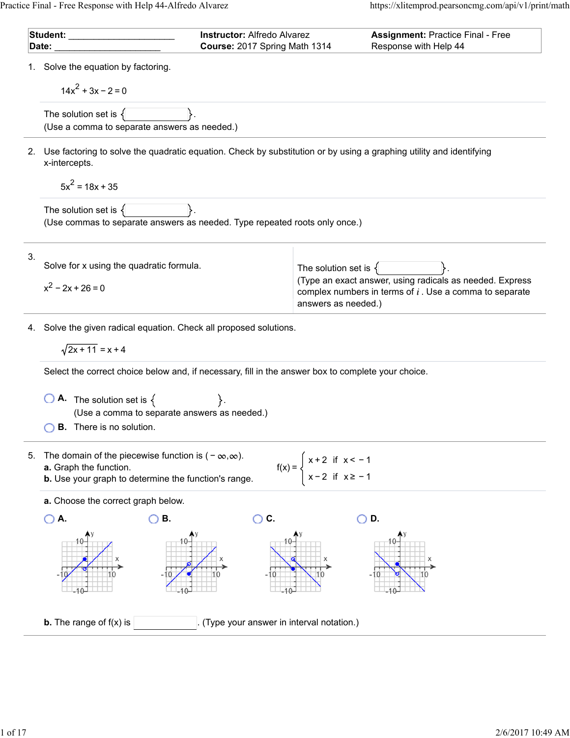| **Student:** ____________________ | **Instructor:** Alfredo Alvarez | **Assignment:** Practice Final - Free |
|---|---|---|
| **Date:** ____________________ | **Course:** 2017 Spring Math 1314 | Response with Help 44 |

1. Solve the equation by factoring.

$$14x^2 + 3x - 2 = 0$$

The solution set is { }.
(Use a comma to separate answers as needed.)

2. Use factoring to solve the quadratic equation. Check by substitution or by using a graphing utility and identifying x-intercepts.

$$5x^2 = 18x + 35$$

The solution set is { }.
(Use commas to separate answers as needed. Type repeated roots only once.)

3. Solve for x using the quadratic formula.

$$x^2 - 2x + 26 = 0$$

The solution set is { }.
(Type an exact answer, using radicals as needed. Express complex numbers in terms of $i$. Use a comma to separate answers as needed.)

4. Solve the given radical equation. Check all proposed solutions.

$$\sqrt{2x+11} = x + 4$$

Select the correct choice below and, if necessary, fill in the answer box to complete your choice.

- **A.** The solution set is { }.
  (Use a comma to separate answers as needed.)
- **B.** There is no solution.

5. The domain of the piecewise function is $(-\infty,\infty)$.
**a.** Graph the function.
**b.** Use your graph to determine the function's range.

$$f(x) = \begin{cases} x+2 & \text{if } x < -1 \\ x-2 & \text{if } x \geq -1 \end{cases}$$

**a.** Choose the correct graph below.

- **A.**
- **B.**
- **C.**
- **D.**

**b.** The range of f(x) is ________. (Type your answer in interval notation.)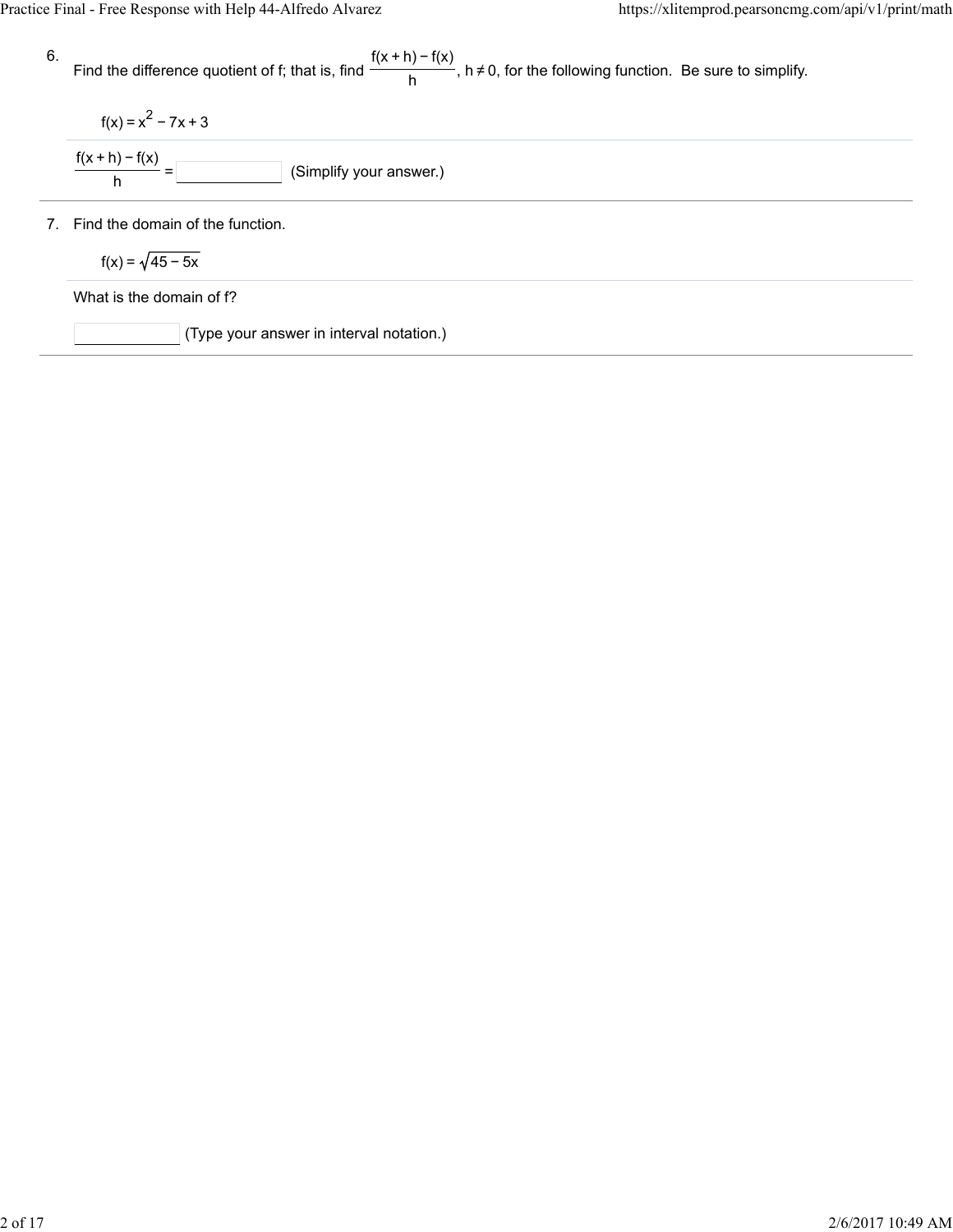6. Find the difference quotient of f; that is, find $\frac{f(x+h)-f(x)}{h}$, $h \neq 0$, for the following function. Be sure to simplify.

$$f(x) = x^2 - 7x + 3$$

$\frac{f(x+h)-f(x)}{h}$ = ______ (Simplify your answer.)

7. Find the domain of the function.

$$f(x) = \sqrt{45 - 5x}$$

What is the domain of f?

______ (Type your answer in interval notation.)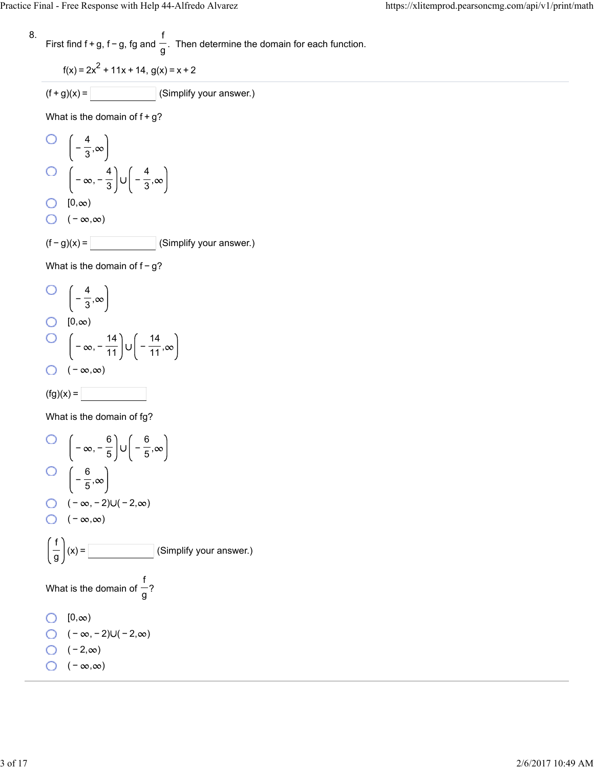8. First find f + g, f − g, fg and $\frac{f}{g}$. Then determine the domain for each function.

$f(x) = 2x^2 + 11x + 14$, $g(x) = x + 2$

---

$(f+g)(x) =$ ______ (Simplify your answer.)

What is the domain of f + g?

- $\left(-\frac{4}{3},\infty\right)$
- $\left(-\infty,-\frac{4}{3}\right)\cup\left(-\frac{4}{3},\infty\right)$
- $[0,\infty)$
- $(-\infty,\infty)$

$(f-g)(x) =$ ______ (Simplify your answer.)

What is the domain of f − g?

- $\left(-\frac{4}{3},\infty\right)$
- $[0,\infty)$
- $\left(-\infty,-\frac{14}{11}\right)\cup\left(-\frac{14}{11},\infty\right)$
- $(-\infty,\infty)$

$(fg)(x) =$ ______

What is the domain of fg?

- $\left(-\infty,-\frac{6}{5}\right)\cup\left(-\frac{6}{5},\infty\right)$
- $\left(-\frac{6}{5},\infty\right)$
- $(-\infty,-2)\cup(-2,\infty)$
- $(-\infty,\infty)$

$\left(\frac{f}{g}\right)(x) =$ ______ (Simplify your answer.)

What is the domain of $\frac{f}{g}$?

- $[0,\infty)$
- $(-\infty,-2)\cup(-2,\infty)$
- $(-2,\infty)$
- $(-\infty,\infty)$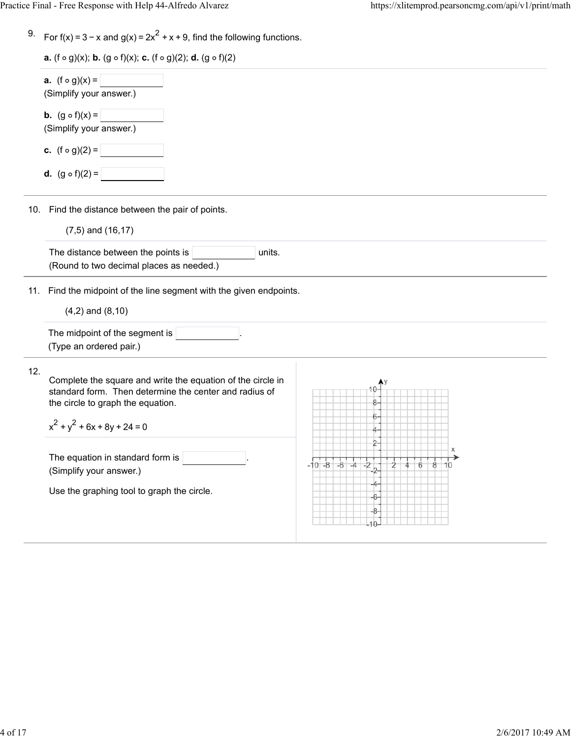9. For $f(x) = 3 - x$ and $g(x) = 2x^2 + x + 9$, find the following functions.

**a.** $(f \circ g)(x)$; **b.** $(g \circ f)(x)$; **c.** $(f \circ g)(2)$; **d.** $(g \circ f)(2)$

**a.** $(f \circ g)(x) =$ ______
(Simplify your answer.)

**b.** $(g \circ f)(x) =$ ______
(Simplify your answer.)

**c.** $(f \circ g)(2) =$ ______

**d.** $(g \circ f)(2) =$ ______

10. Find the distance between the pair of points.

(7,5) and (16,17)

The distance between the points is ______ units.
(Round to two decimal places as needed.)

11. Find the midpoint of the line segment with the given endpoints.

(4,2) and (8,10)

The midpoint of the segment is ______.
(Type an ordered pair.)

12. Complete the square and write the equation of the circle in standard form. Then determine the center and radius of the circle to graph the equation.

$x^2 + y^2 + 6x + 8y + 24 = 0$

The equation in standard form is ______.
(Simplify your answer.)

Use the graphing tool to graph the circle.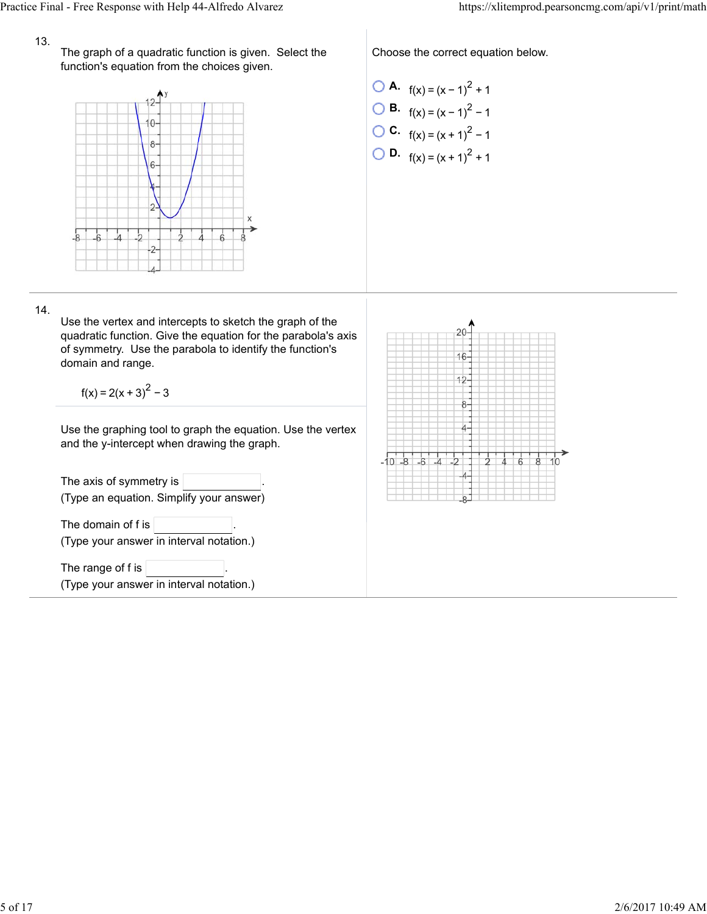13.

The graph of a quadratic function is given. Select the function's equation from the choices given.

Choose the correct equation below.

- **A.** $f(x) = (x-1)^2 + 1$
- **B.** $f(x) = (x-1)^2 - 1$
- **C.** $f(x) = (x+1)^2 - 1$
- **D.** $f(x) = (x+1)^2 + 1$

14.

Use the vertex and intercepts to sketch the graph of the quadratic function. Give the equation for the parabola's axis of symmetry. Use the parabola to identify the function's domain and range.

$$f(x) = 2(x+3)^2 - 3$$

Use the graphing tool to graph the equation. Use the vertex and the y-intercept when drawing the graph.

The axis of symmetry is ______.
(Type an equation. Simplify your answer)

The domain of f is ______.
(Type your answer in interval notation.)

The range of f is ______.
(Type your answer in interval notation.)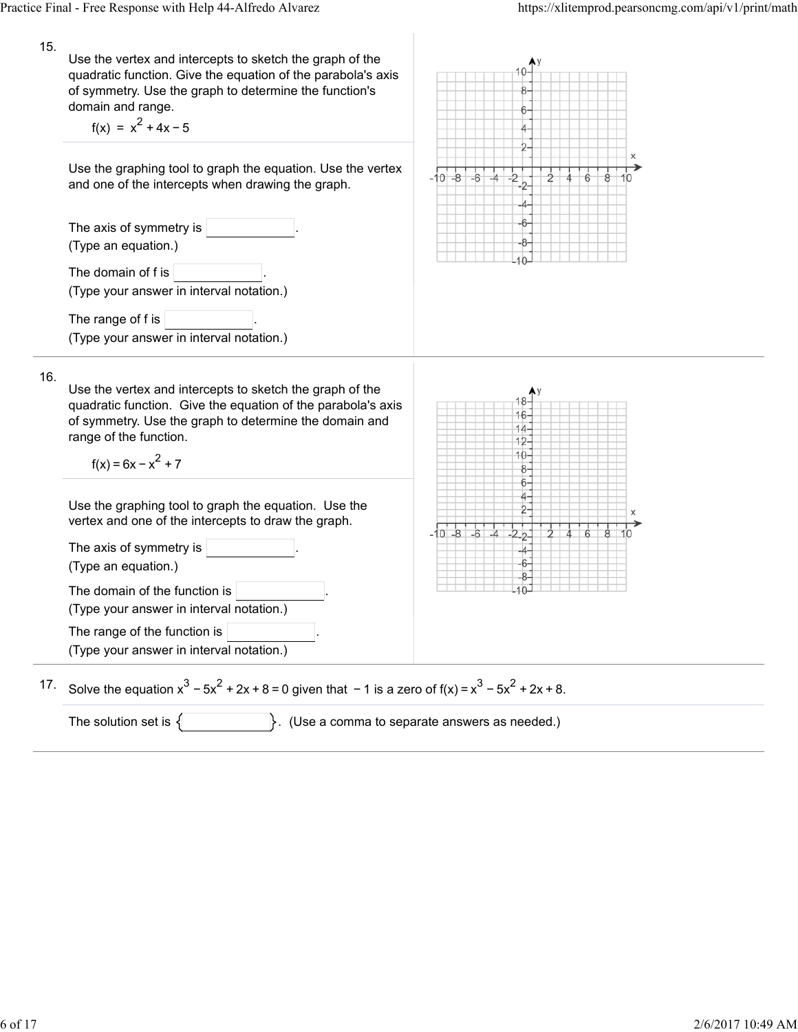15.

Use the vertex and intercepts to sketch the graph of the quadratic function. Give the equation of the parabola's axis of symmetry. Use the graph to determine the function's domain and range.

$$f(x) = x^2 + 4x - 5$$

Use the graphing tool to graph the equation. Use the vertex and one of the intercepts when drawing the graph.

The axis of symmetry is ________.
(Type an equation.)

The domain of f is ________.
(Type your answer in interval notation.)

The range of f is ________.
(Type your answer in interval notation.)

---

16.

Use the vertex and intercepts to sketch the graph of the quadratic function. Give the equation of the parabola's axis of symmetry. Use the graph to determine the domain and range of the function.

$$f(x) = 6x - x^2 + 7$$

Use the graphing tool to graph the equation. Use the vertex and one of the intercepts to draw the graph.

The axis of symmetry is ________.
(Type an equation.)

The domain of the function is ________.
(Type your answer in interval notation.)

The range of the function is ________.
(Type your answer in interval notation.)

---

17. Solve the equation $x^3 - 5x^2 + 2x + 8 = 0$ given that $-1$ is a zero of $f(x) = x^3 - 5x^2 + 2x + 8$.

The solution set is { ________ }. (Use a comma to separate answers as needed.)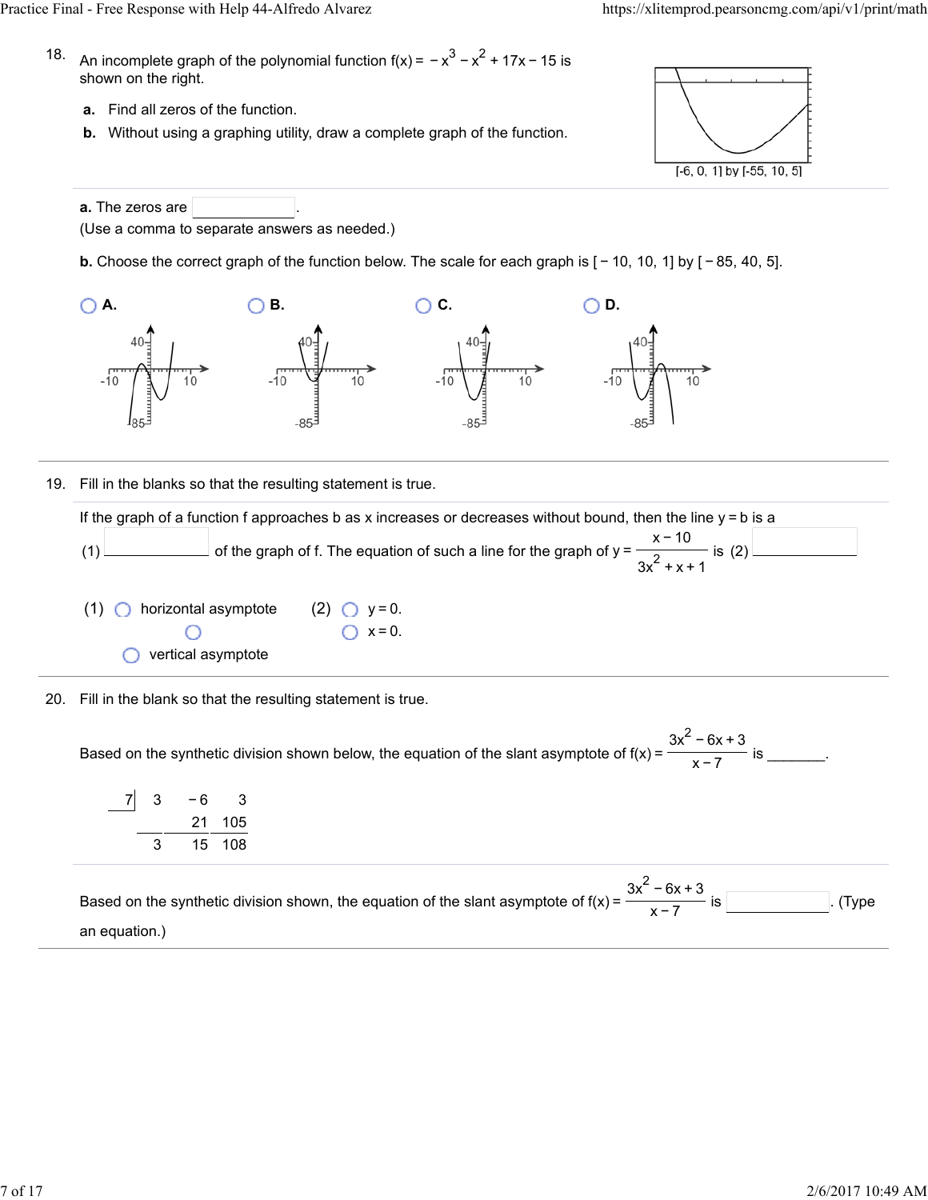18. An incomplete graph of the polynomial function $f(x) = -x^3 - x^2 + 17x - 15$ is shown on the right.

**a.** Find all zeros of the function.

**b.** Without using a graphing utility, draw a complete graph of the function.

[-6, 0, 1] by [-55, 10, 5]

**a.** The zeros are ______.
(Use a comma to separate answers as needed.)

**b.** Choose the correct graph of the function below. The scale for each graph is [ − 10, 10, 1] by [ − 85, 40, 5].

- **A.**
- **B.**
- **C.**
- **D.**

---

19. Fill in the blanks so that the resulting statement is true.

If the graph of a function f approaches b as x increases or decreases without bound, then the line y = b is a (1) ______ of the graph of f. The equation of such a line for the graph of $y = \frac{x-10}{3x^2+x+1}$ is (2) ______

(1)
- horizontal asymptote
- 
- vertical asymptote

(2)
- $y = 0.$
- $x = 0.$

---

20. Fill in the blank so that the resulting statement is true.

Based on the synthetic division shown below, the equation of the slant asymptote of $f(x) = \frac{3x^2 - 6x + 3}{x - 7}$ is _______.

```
7 |  3   -6    3
  |       21  105
  ----------------
     3    15  108
```

Based on the synthetic division shown, the equation of the slant asymptote of $f(x) = \frac{3x^2 - 6x + 3}{x - 7}$ is ______. (Type an equation.)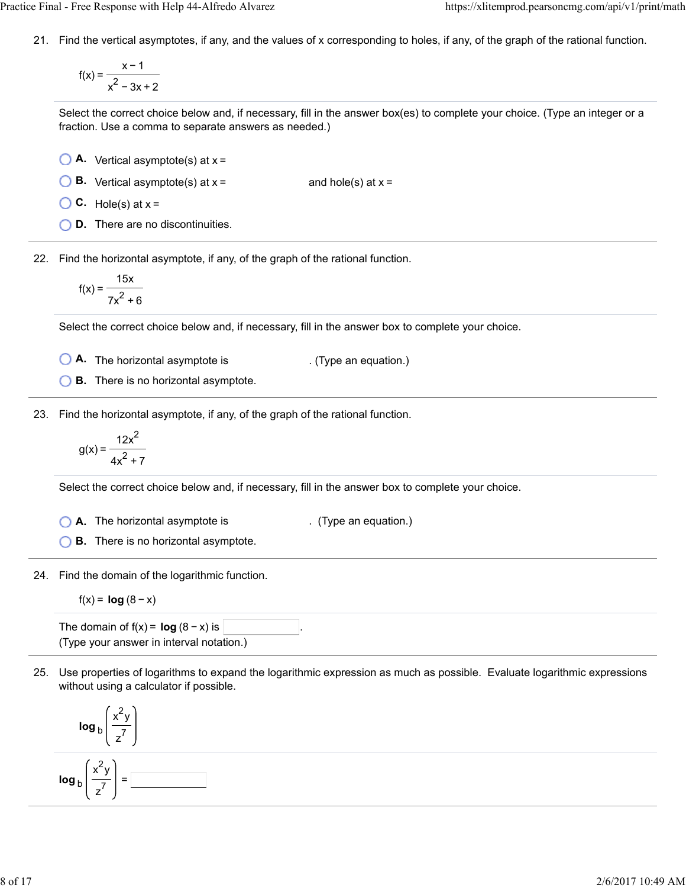21. Find the vertical asymptotes, if any, and the values of x corresponding to holes, if any, of the graph of the rational function.

$$f(x) = \frac{x - 1}{x^2 - 3x + 2}$$

Select the correct choice below and, if necessary, fill in the answer box(es) to complete your choice. (Type an integer or a fraction. Use a comma to separate answers as needed.)

- **A.** Vertical asymptote(s) at x =
- **B.** Vertical asymptote(s) at x = and hole(s) at x =
- **C.** Hole(s) at x =
- **D.** There are no discontinuities.

22. Find the horizontal asymptote, if any, of the graph of the rational function.

$$f(x) = \frac{15x}{7x^2 + 6}$$

Select the correct choice below and, if necessary, fill in the answer box to complete your choice.

- **A.** The horizontal asymptote is . (Type an equation.)
- **B.** There is no horizontal asymptote.

23. Find the horizontal asymptote, if any, of the graph of the rational function.

$$g(x) = \frac{12x^2}{4x^2 + 7}$$

Select the correct choice below and, if necessary, fill in the answer box to complete your choice.

- **A.** The horizontal asymptote is . (Type an equation.)
- **B.** There is no horizontal asymptote.

24. Find the domain of the logarithmic function.

$f(x) = \log(8 - x)$

The domain of $f(x) = \log(8 - x)$ is \_\_\_\_\_\_\_\_.
(Type your answer in interval notation.)

25. Use properties of logarithms to expand the logarithmic expression as much as possible. Evaluate logarithmic expressions without using a calculator if possible.

$$\log_b \left( \frac{x^2 y}{z^7} \right)$$

$$\log_b \left( \frac{x^2 y}{z^7} \right) = \_\_\_\_\_\_\_\_$$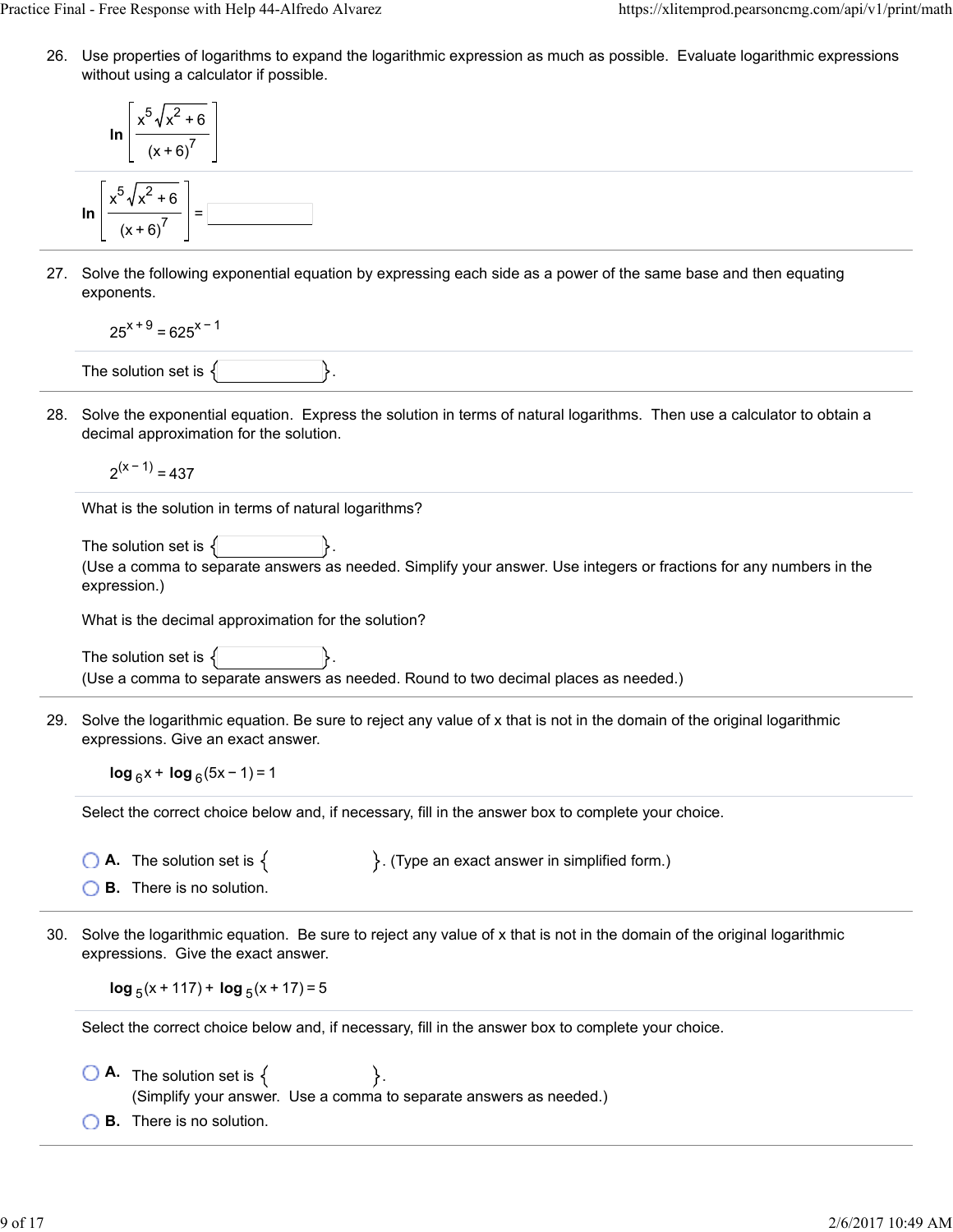26. Use properties of logarithms to expand the logarithmic expression as much as possible. Evaluate logarithmic expressions without using a calculator if possible.

$$\ln\left[\frac{x^5\sqrt{x^2+6}}{(x+6)^7}\right]$$

$$\ln\left[\frac{x^5\sqrt{x^2+6}}{(x+6)^7}\right] = \underline{\qquad\qquad}$$

27. Solve the following exponential equation by expressing each side as a power of the same base and then equating exponents.

$$25^{x+9} = 625^{x-1}$$

The solution set is { }.

28. Solve the exponential equation. Express the solution in terms of natural logarithms. Then use a calculator to obtain a decimal approximation for the solution.

$$2^{(x-1)} = 437$$

What is the solution in terms of natural logarithms?

The solution set is { }.
(Use a comma to separate answers as needed. Simplify your answer. Use integers or fractions for any numbers in the expression.)

What is the decimal approximation for the solution?

The solution set is { }.
(Use a comma to separate answers as needed. Round to two decimal places as needed.)

29. Solve the logarithmic equation. Be sure to reject any value of x that is not in the domain of the original logarithmic expressions. Give an exact answer.

$$\log_6 x + \log_6(5x-1) = 1$$

Select the correct choice below and, if necessary, fill in the answer box to complete your choice.

- **A.** The solution set is { }. (Type an exact answer in simplified form.)
- **B.** There is no solution.

30. Solve the logarithmic equation. Be sure to reject any value of x that is not in the domain of the original logarithmic expressions. Give the exact answer.

$$\log_5(x+117) + \log_5(x+17) = 5$$

Select the correct choice below and, if necessary, fill in the answer box to complete your choice.

- **A.** The solution set is { }.
  (Simplify your answer. Use a comma to separate answers as needed.)
- **B.** There is no solution.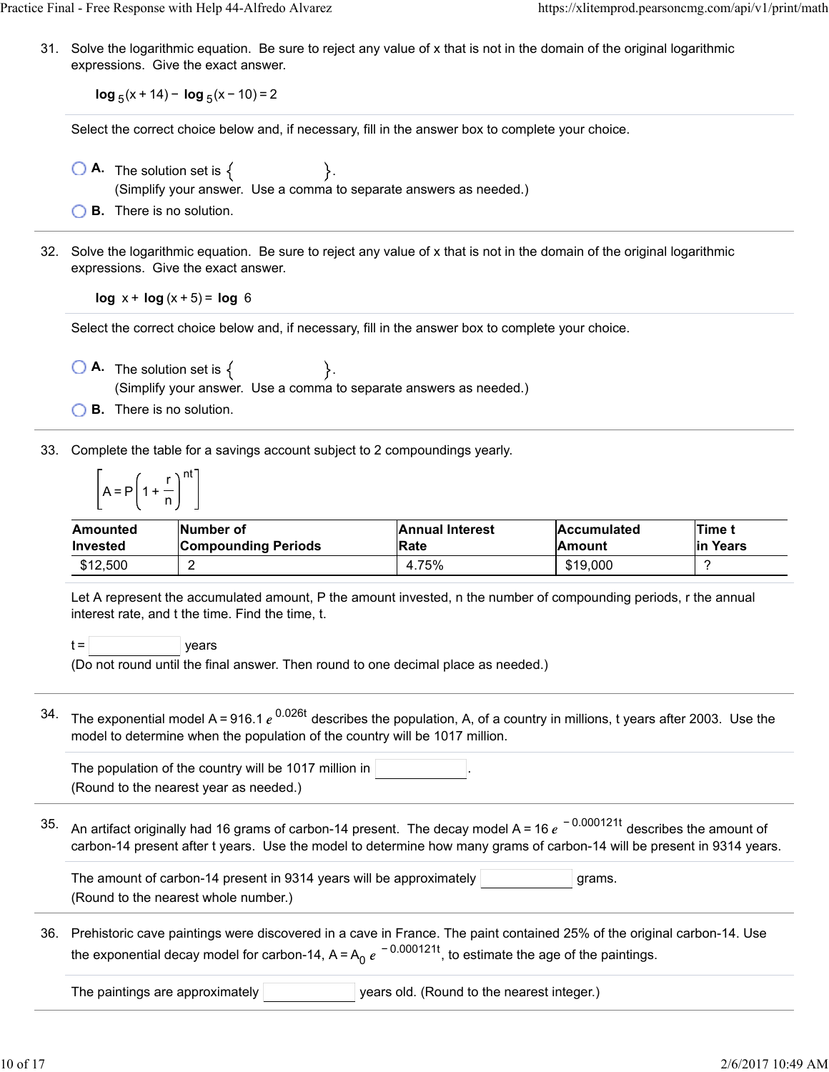31. Solve the logarithmic equation. Be sure to reject any value of x that is not in the domain of the original logarithmic expressions. Give the exact answer.

$$\log_5(x+14) - \log_5(x-10) = 2$$

Select the correct choice below and, if necessary, fill in the answer box to complete your choice.

- **A.** The solution set is { }.
  (Simplify your answer. Use a comma to separate answers as needed.)
- **B.** There is no solution.

32. Solve the logarithmic equation. Be sure to reject any value of x that is not in the domain of the original logarithmic expressions. Give the exact answer.

$$\log x + \log(x+5) = \log 6$$

Select the correct choice below and, if necessary, fill in the answer box to complete your choice.

- **A.** The solution set is { }.
  (Simplify your answer. Use a comma to separate answers as needed.)
- **B.** There is no solution.

33. Complete the table for a savings account subject to 2 compoundings yearly.

$$\left[A = P\left(1 + \frac{r}{n}\right)^{nt}\right]$$

| Amounted Invested | Number of Compounding Periods | Annual Interest Rate | Accumulated Amount | Time t in Years |
|---|---|---|---|---|
| $12,500 | 2 | 4.75% | $19,000 | ? |

Let A represent the accumulated amount, P the amount invested, n the number of compounding periods, r the annual interest rate, and t the time. Find the time, t.

t = ______ years
(Do not round until the final answer. Then round to one decimal place as needed.)

34. The exponential model $A = 916.1\,e^{0.026t}$ describes the population, A, of a country in millions, t years after 2003. Use the model to determine when the population of the country will be 1017 million.

The population of the country will be 1017 million in ______.
(Round to the nearest year as needed.)

35. An artifact originally had 16 grams of carbon-14 present. The decay model $A = 16\,e^{-0.000121t}$ describes the amount of carbon-14 present after t years. Use the model to determine how many grams of carbon-14 will be present in 9314 years.

The amount of carbon-14 present in 9314 years will be approximately ______ grams.
(Round to the nearest whole number.)

36. Prehistoric cave paintings were discovered in a cave in France. The paint contained 25% of the original carbon-14. Use the exponential decay model for carbon-14, $A = A_0\,e^{-0.000121t}$, to estimate the age of the paintings.

The paintings are approximately ______ years old. (Round to the nearest integer.)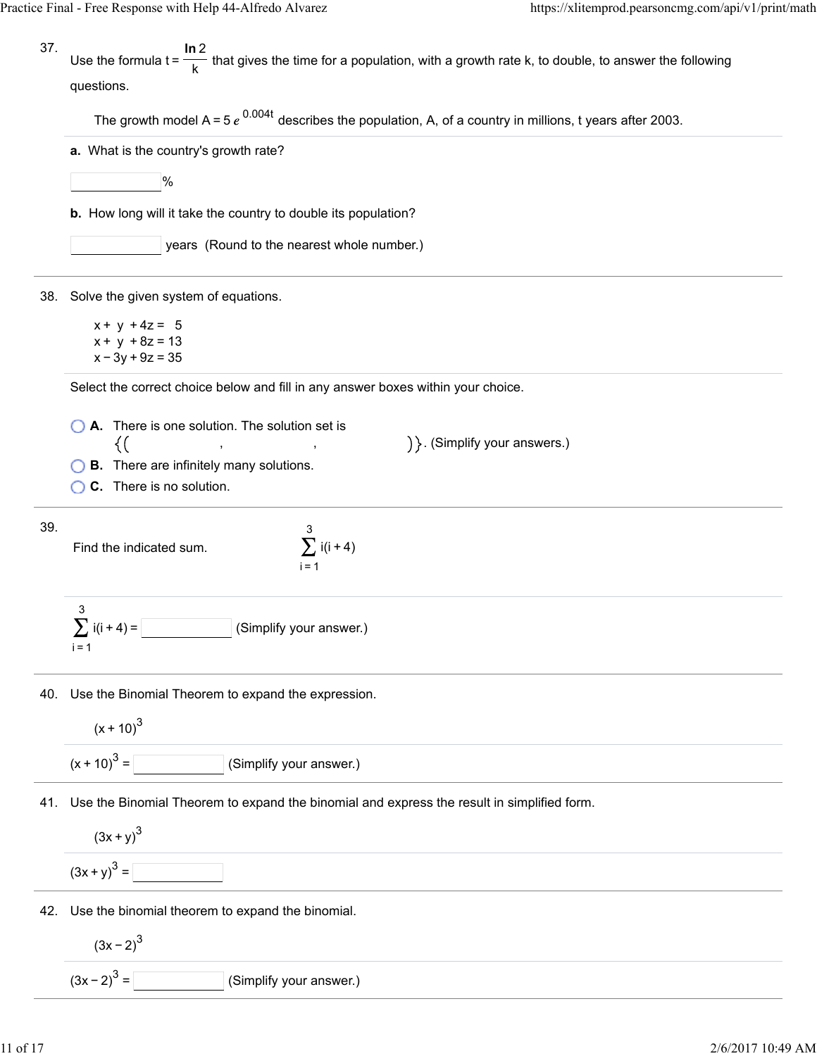37. Use the formula $t = \frac{\ln 2}{k}$ that gives the time for a population, with a growth rate k, to double, to answer the following questions.

The growth model $A = 5e^{0.004t}$ describes the population, A, of a country in millions, t years after 2003.

**a.** What is the country's growth rate?

\_\_\_\_\_\_\_\_ %

**b.** How long will it take the country to double its population?

\_\_\_\_\_\_\_\_ years (Round to the nearest whole number.)

38. Solve the given system of equations.

$$x + y + 4z = 5$$
$$x + y + 8z = 13$$
$$x - 3y + 9z = 35$$

Select the correct choice below and fill in any answer boxes within your choice.

- **A.** There is one solution. The solution set is $\{(\quad,\quad,\quad)\}$. (Simplify your answers.)
- **B.** There are infinitely many solutions.
- **C.** There is no solution.

39. Find the indicated sum. $\sum_{i=1}^{3} i(i+4)$

$\sum_{i=1}^{3} i(i+4) =$ \_\_\_\_\_\_\_\_ (Simplify your answer.)

40. Use the Binomial Theorem to expand the expression.

$(x + 10)^3$

$(x + 10)^3 =$ \_\_\_\_\_\_\_\_ (Simplify your answer.)

41. Use the Binomial Theorem to expand the binomial and express the result in simplified form.

$(3x + y)^3$

$(3x + y)^3 =$ \_\_\_\_\_\_\_\_

42. Use the binomial theorem to expand the binomial.

$(3x - 2)^3$

$(3x - 2)^3 =$ \_\_\_\_\_\_\_\_ (Simplify your answer.)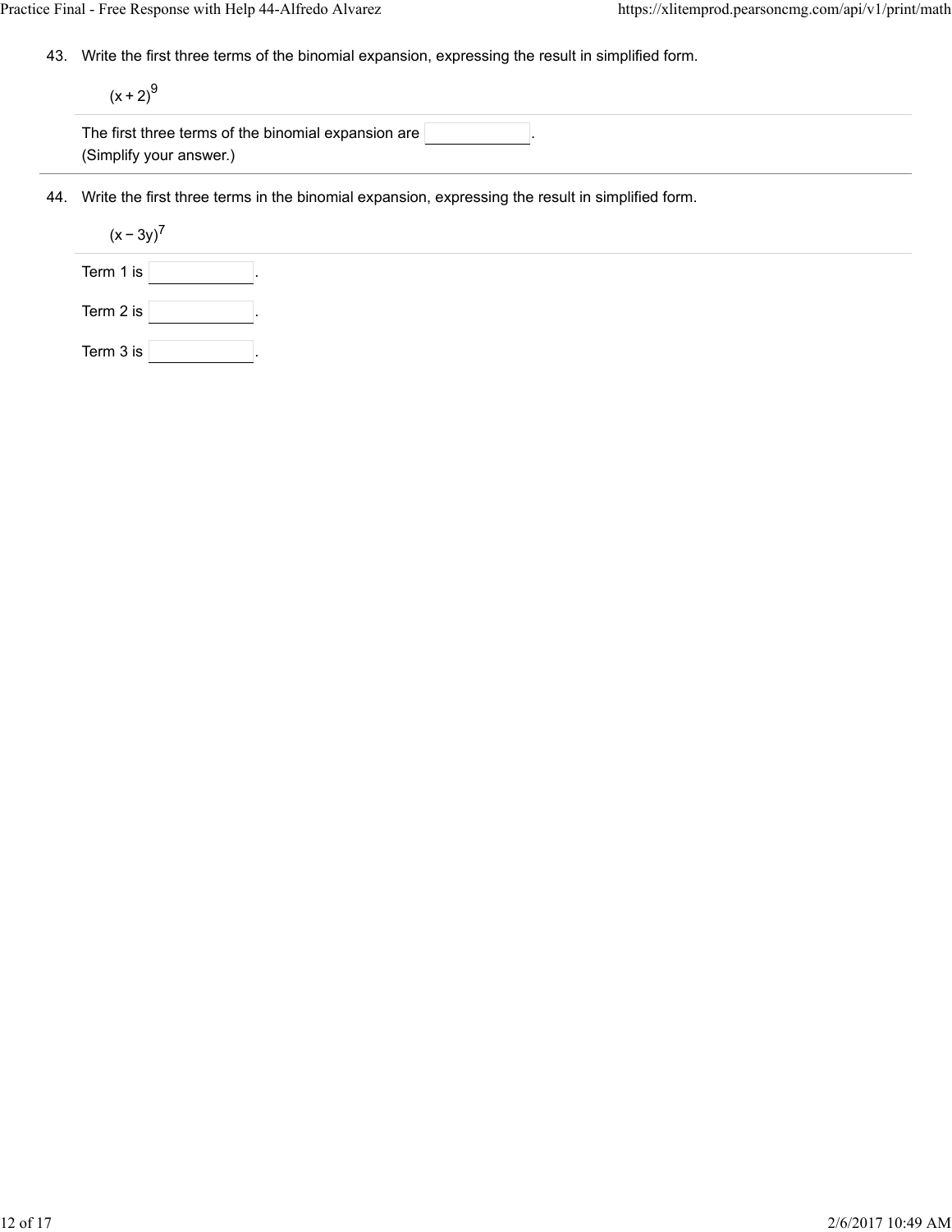43. Write the first three terms of the binomial expansion, expressing the result in simplified form.

$$(x+2)^9$$

The first three terms of the binomial expansion are ______.
(Simplify your answer.)

44. Write the first three terms in the binomial expansion, expressing the result in simplified form.

$$(x-3y)^7$$

Term 1 is ______.

Term 2 is ______.

Term 3 is ______.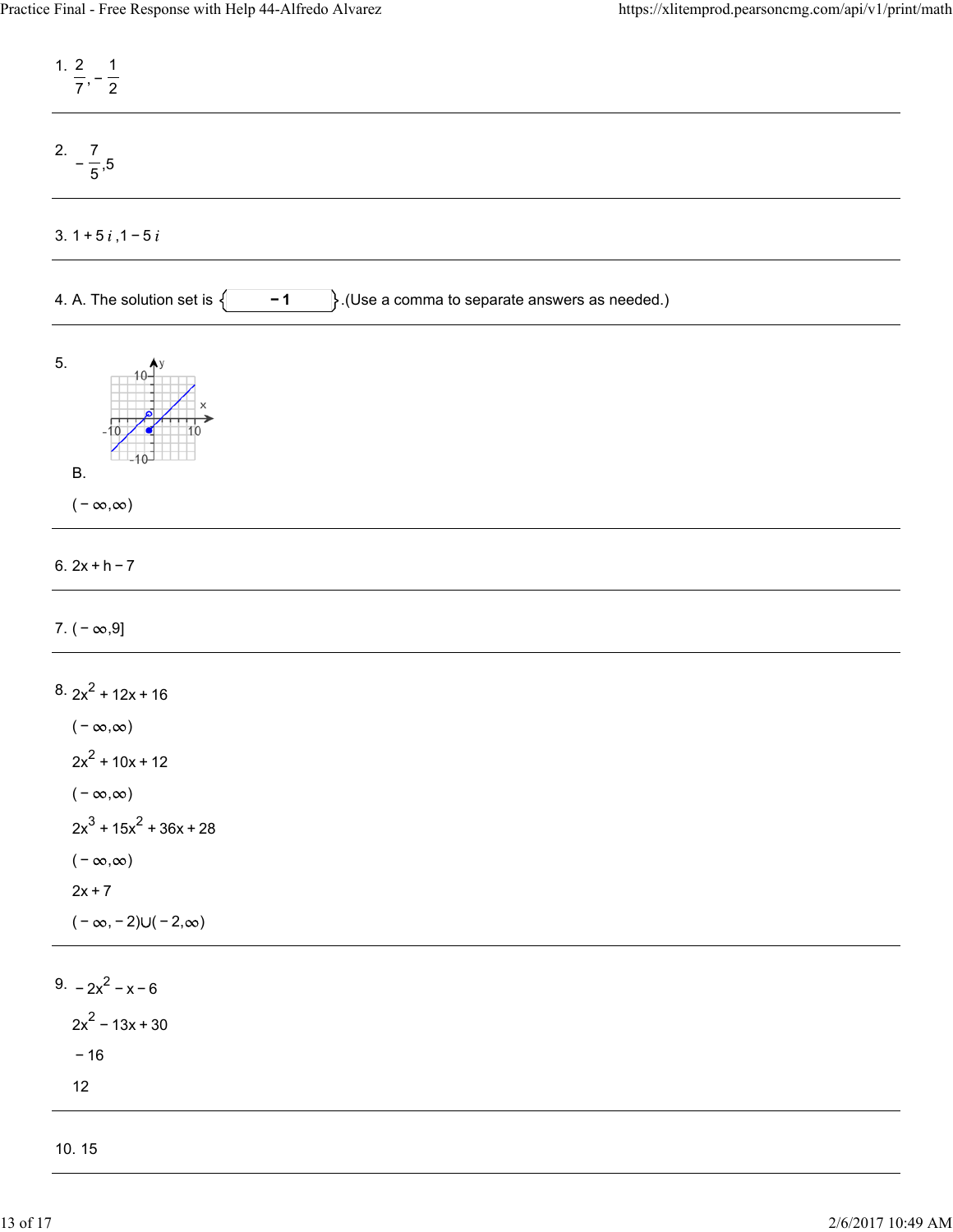1. $\frac{2}{7}, -\frac{1}{2}$

---

2. $-\frac{7}{5}, 5$

---

3. $1 + 5i, 1 - 5i$

---

4. A. The solution set is $\{-1\}$. (Use a comma to separate answers as needed.)

---

5.

B.

$(-\infty, \infty)$

---

6. $2x + h - 7$

---

7. $(-\infty, 9]$

---

8. $2x^2 + 12x + 16$

$(-\infty, \infty)$

$2x^2 + 10x + 12$

$(-\infty, \infty)$

$2x^3 + 15x^2 + 36x + 28$

$(-\infty, \infty)$

$2x + 7$

$(-\infty, -2) \cup (-2, \infty)$

---

9. $-2x^2 - x - 6$

$2x^2 - 13x + 30$

$-16$

$12$

---

10. 15

---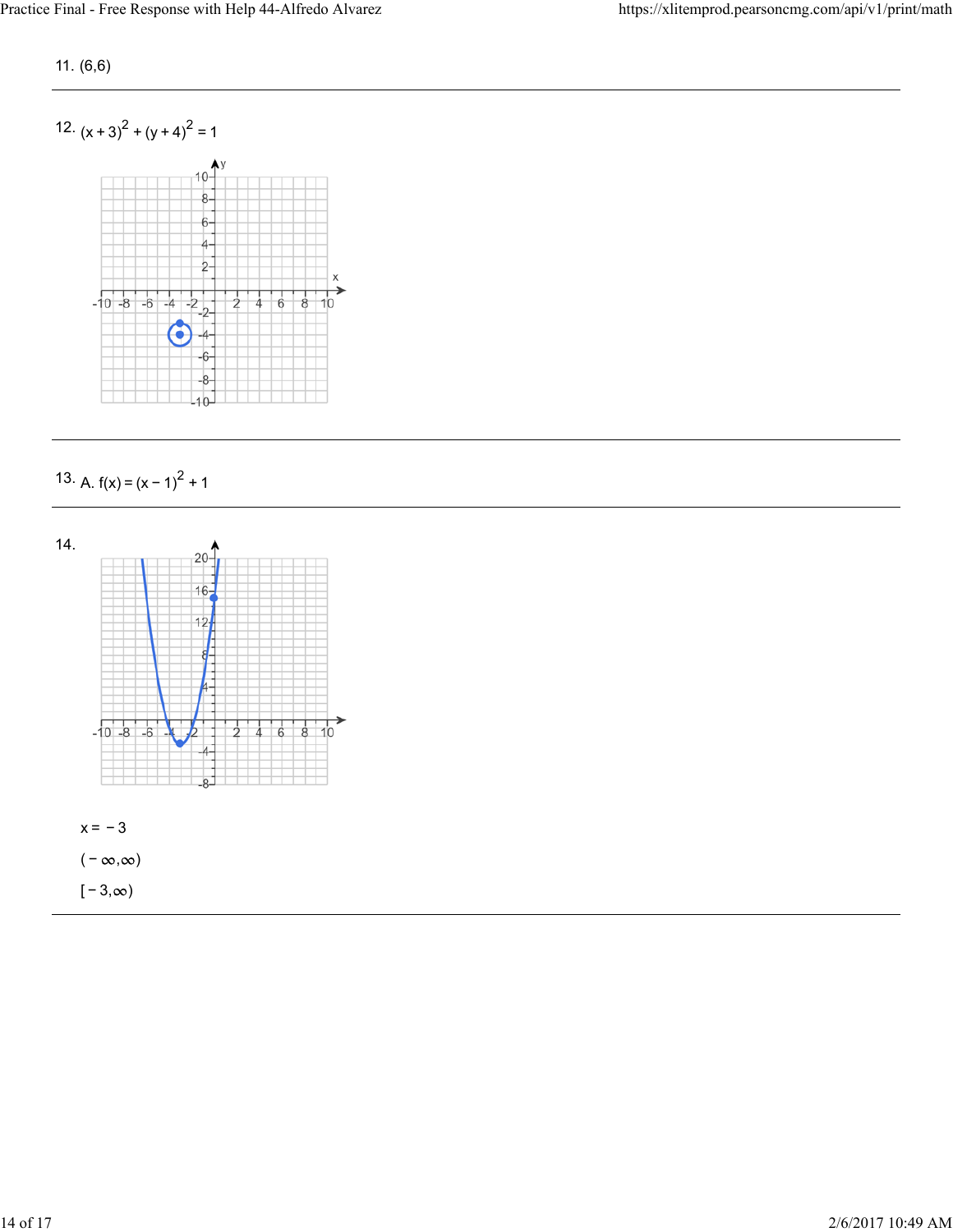11. (6,6)

---

12. $(x+3)^2 + (y+4)^2 = 1$

---

13. A. $f(x) = (x-1)^2 + 1$

---

14.

$x = -3$

$(-\infty, \infty)$

$[-3, \infty)$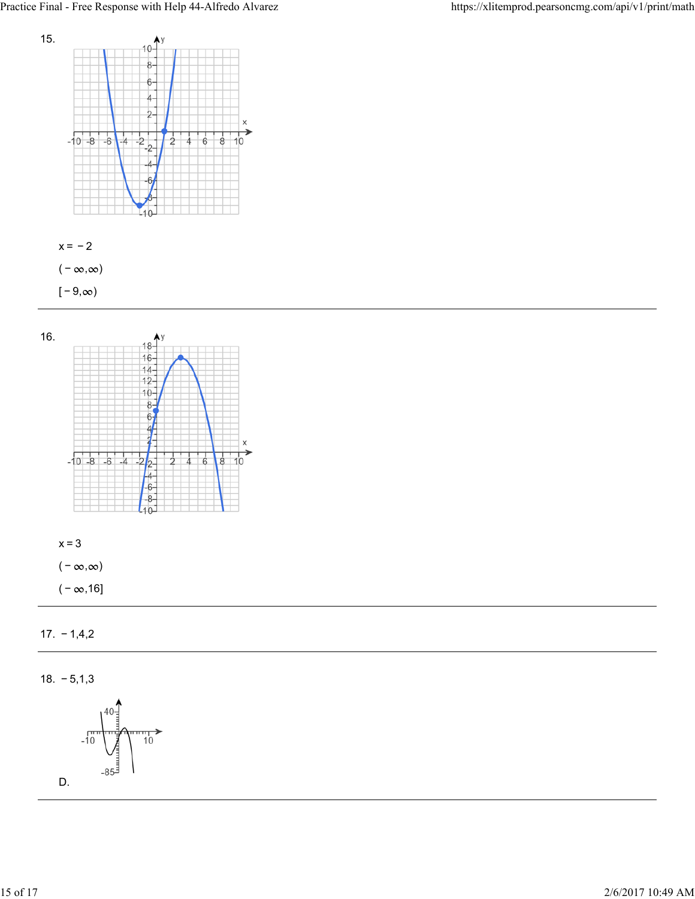15.

$x = -2$

$(-\infty, \infty)$

$[-9, \infty)$

---

16.

$x = 3$

$(-\infty, \infty)$

$(-\infty, 16]$

---

17. $-1, 4, 2$

---

18. $-5, 1, 3$

D.

---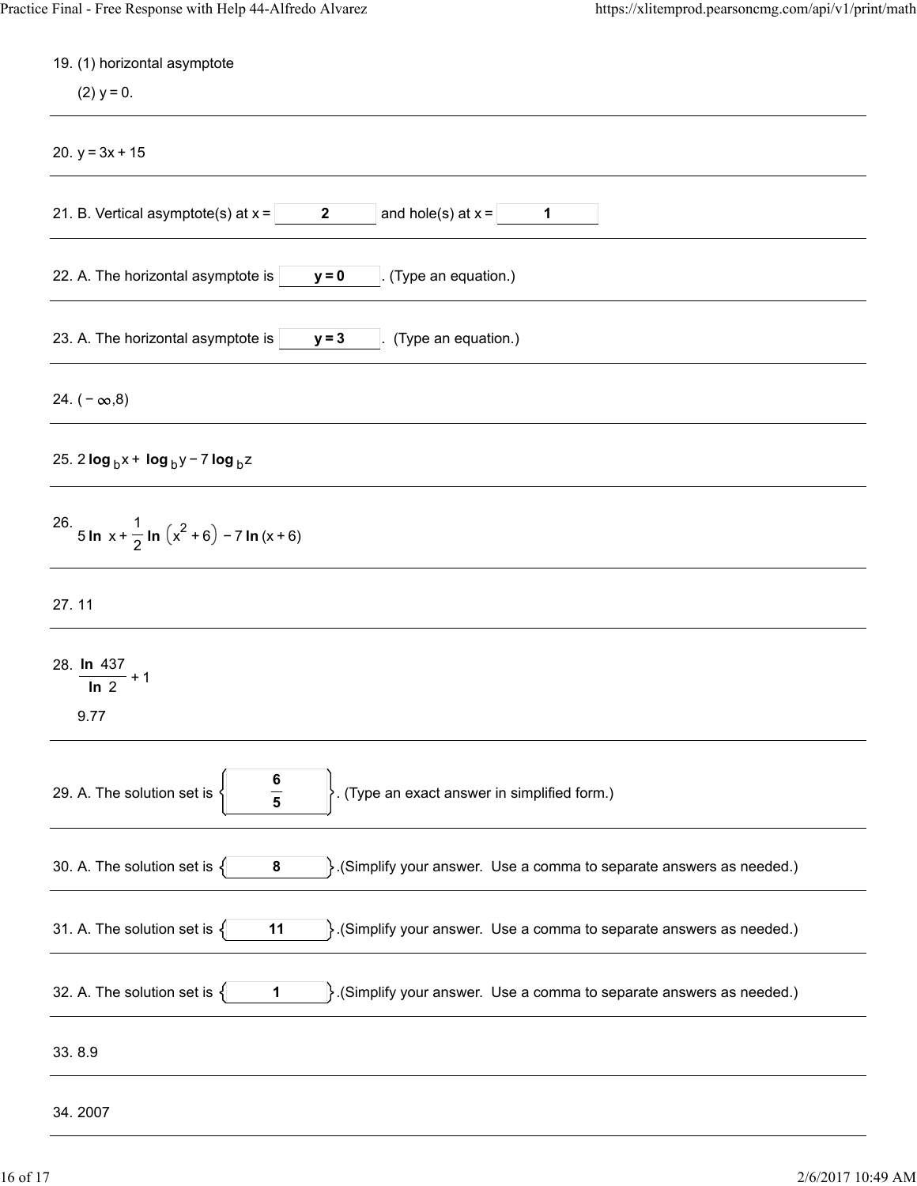19. (1) horizontal asymptote

(2) $y = 0$.

---

20. $y = 3x + 15$

---

21. B. Vertical asymptote(s) at x = **2** and hole(s) at x = **1**

---

22. A. The horizontal asymptote is **y = 0**. (Type an equation.)

---

23. A. The horizontal asymptote is **y = 3**. (Type an equation.)

---

24. $(-\infty, 8)$

---

25. $2\log_b x + \log_b y - 7\log_b z$

---

26. $5\ln x + \frac{1}{2}\ln\left(x^2 + 6\right) - 7\ln(x + 6)$

---

27. 11

---

28. $\frac{\ln 437}{\ln 2} + 1$

9.77

---

29. A. The solution set is $\left\{\frac{6}{5}\right\}$. (Type an exact answer in simplified form.)

---

30. A. The solution set is { **8** }.(Simplify your answer. Use a comma to separate answers as needed.)

---

31. A. The solution set is { **11** }.(Simplify your answer. Use a comma to separate answers as needed.)

---

32. A. The solution set is { **1** }.(Simplify your answer. Use a comma to separate answers as needed.)

---

33. 8.9

---

34. 2007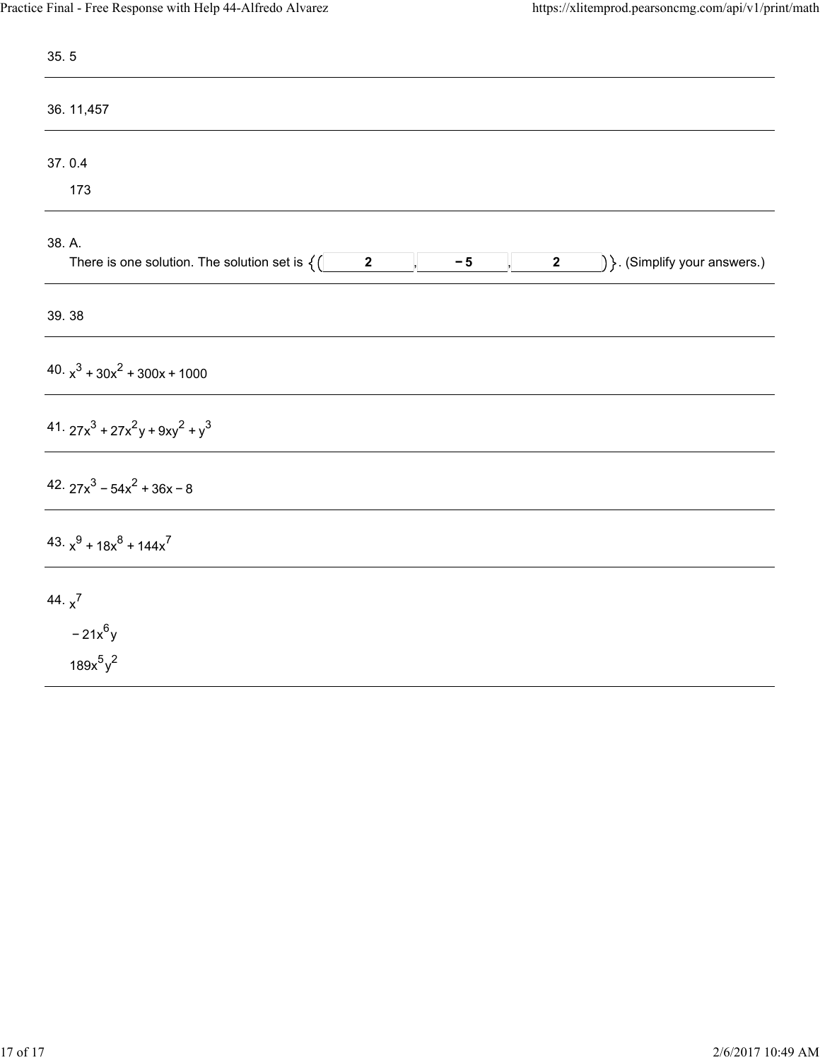35. 5

---

36. 11,457

---

37. 0.4

173

---

38. A.

There is one solution. The solution set is $\{(2, -5, 2)\}$. (Simplify your answers.)

---

39. 38

---

40. $x^3 + 30x^2 + 300x + 1000$

---

41. $27x^3 + 27x^2y + 9xy^2 + y^3$

---

42. $27x^3 - 54x^2 + 36x - 8$

---

43. $x^9 + 18x^8 + 144x^7$

---

44. $x^7$

$-21x^6y$

$189x^5y^2$